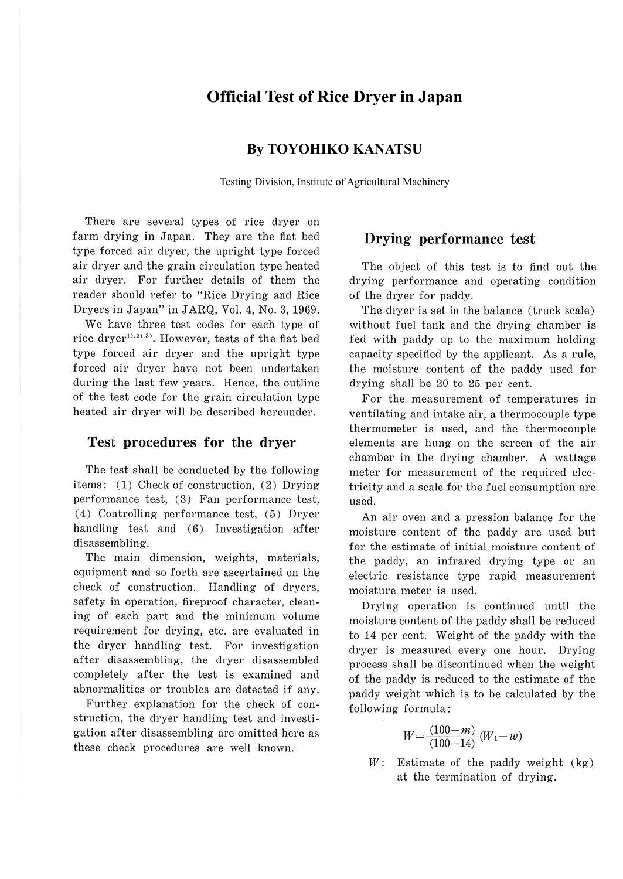# Official Test of Rice Dryer in Japan

## By TOYOHIKO KANATSU

Testing Division, Institute of Agricultural Machinery

There are several types of rice dryer on farm drying in Japan. They are the flat bed type forced air dryer, the upright type forced air dryer and the grain circulation type heated air dryer. For further details of them the reader should refer to "Rice Drying and Rice Dryers in Japan" in JARQ, Vol. 4, No. 3, 1969.

We have three test codes for each type of rice dryer[1),2),3)]. However, tests of the flat bed type forced air dryer and the upright type forced air dryer have not been undertaken during the last few years. Hence, the outline of the test code for the grain circulation type heated air dryer will be described hereunder.

## Test procedures for the dryer

The test shall be conducted by the following items: (1) Check of construction, (2) Drying performance test, (3) Fan performance test, (4) Controlling performance test, (5) Dryer handling test and (6) Investigation after disassembling.

The main dimension, weights, materials, equipment and so forth are ascertained on the check of construction. Handling of dryers, safety in operation, fireproof character, cleaning of each part and the minimum volume requirement for drying, etc. are evaluated in the dryer handling test. For investigation after disassembling, the dryer disassembled completely after the test is examined and abnormalities or troubles are detected if any.

Further explanation for the check of construction, the dryer handling test and investigation after disassembling are omitted here as these check procedures are well known.

## Drying performance test

The object of this test is to find out the drying performance and operating condition of the dryer for paddy.

The dryer is set in the balance (truck scale) without fuel tank and the drying chamber is fed with paddy up to the maximum holding capacity specified by the applicant. As a rule, the moisture content of the paddy used for drying shall be 20 to 25 per cent.

For the measurement of temperatures in ventilating and intake air, a thermocouple type thermometer is used, and the thermocouple elements are hung on the screen of the air chamber in the drying chamber. A wattage meter for measurement of the required electricity and a scale for the fuel consumption are used.

An air oven and a pression balance for the moisture content of the paddy are used but for the estimate of initial moisture content of the paddy, an infrared drying type or an electric resistance type rapid measurement moisture meter is used.

Drying operation is continued until the moisture content of the paddy shall be reduced to 14 per cent. Weight of the paddy with the dryer is measured every one hour. Drying process shall be discontinued when the weight of the paddy is reduced to the estimate of the paddy weight which is to be calculated by the following formula:

$$W = \frac{(100-m)}{(100-14)}(W_1 - w)$$

$W$: Estimate of the paddy weight (kg) at the termination of drying.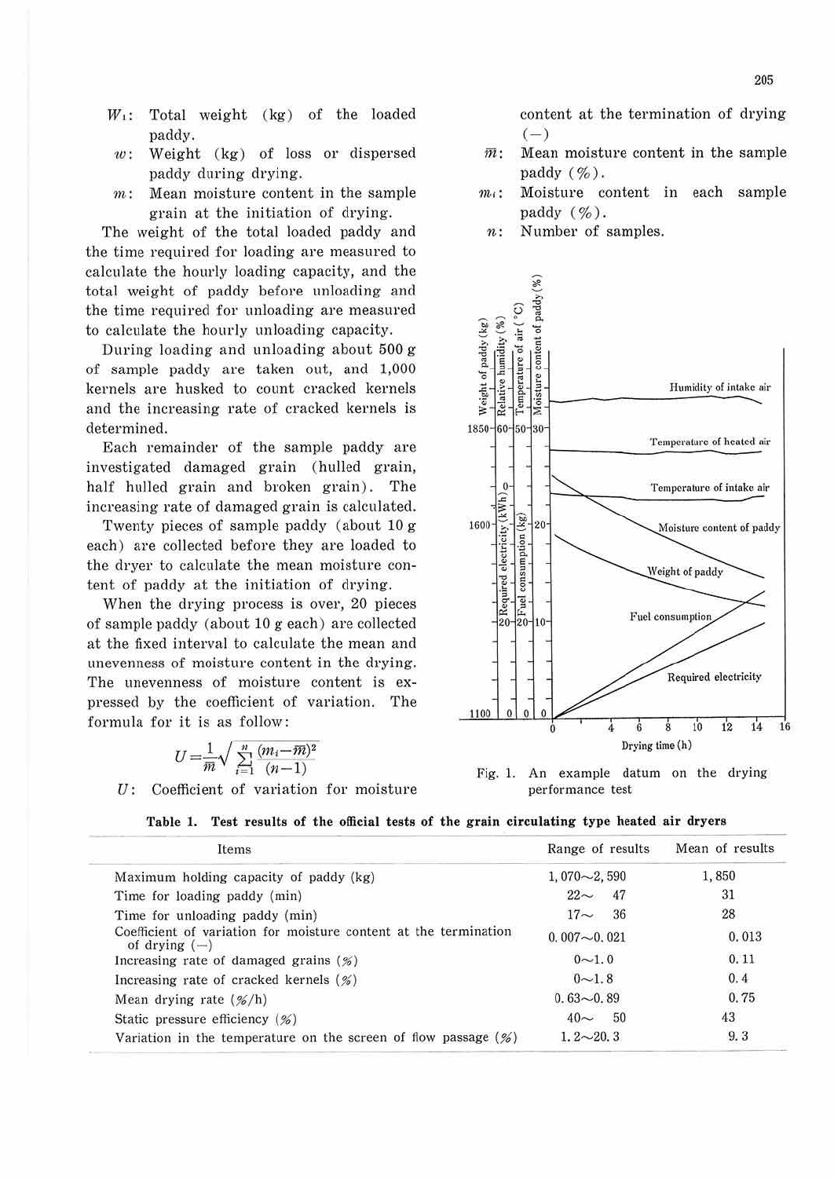$W_1$: Total weight (kg) of the loaded paddy.

$w$: Weight (kg) of loss or dispersed paddy during drying.

$m$: Mean moisture content in the sample grain at the initiation of drying.

The weight of the total loaded paddy and the time required for loading are measured to calculate the hourly loading capacity, and the total weight of paddy before unloading and the time required for unloading are measured to calculate the hourly unloading capacity.

During loading and unloading about 500 g of sample paddy are taken out, and 1,000 kernels are husked to count cracked kernels and the increasing rate of cracked kernels is determined.

Each remainder of the sample paddy are investigated damaged grain (hulled grain, half hulled grain and broken grain). The increasing rate of damaged grain is calculated.

Twenty pieces of sample paddy (about 10 g each) are collected before they are loaded to the dryer to calculate the mean moisture content of paddy at the initiation of drying.

When the drying process is over, 20 pieces of sample paddy (about 10 g each) are collected at the fixed interval to calculate the mean and unevenness of moisture content in the drying. The unevenness of moisture content is expressed by the coefficient of variation. The formula for it is as follow:

$$U=\frac{1}{\bar{m}}\sqrt{\sum_{i=1}^{n}\frac{(m_i-\bar{m})^2}{(n-1)}}$$

$U$: Coefficient of variation for moisture content at the termination of drying (−)

$\bar{m}$: Mean moisture content in the sample paddy (%).

$m_i$: Moisture content in each sample paddy (%).

$n$: Number of samples.

Fig. 1. An example datum on the drying performance test

**Table 1. Test results of the official tests of the grain circulating type heated air dryers**

| Items | Range of results | Mean of results |
|---|---|---|
| Maximum holding capacity of paddy (kg) | 1,070～2,590 | 1,850 |
| Time for loading paddy (min) | 22～ 47 | 31 |
| Time for unloading paddy (min) | 17～ 36 | 28 |
| Coefficient of variation for moisture content at the termination of drying (−) | 0.007～0.021 | 0.013 |
| Increasing rate of damaged grains (%) | 0～1.0 | 0.11 |
| Increasing rate of cracked kernels (%) | 0～1.8 | 0.4 |
| Mean drying rate (%/h) | 0.63～0.89 | 0.75 |
| Static pressure efficiency (%) | 40～ 50 | 43 |
| Variation in the temperature on the screen of flow passage (%) | 1.2～20.3 | 9.3 |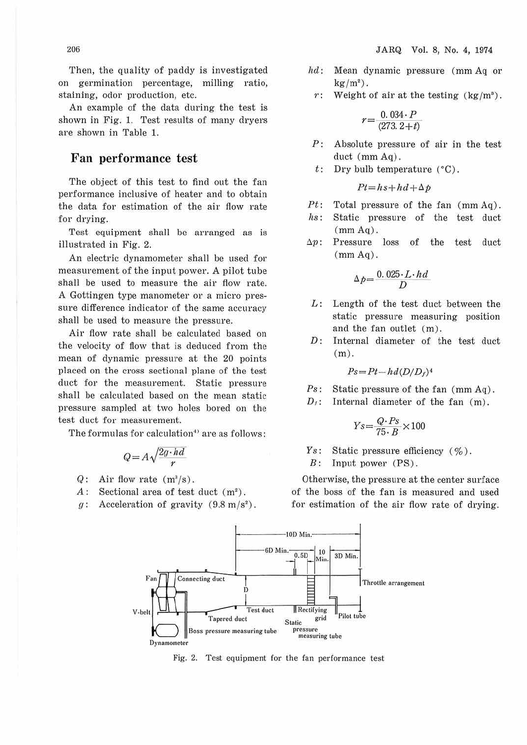Then, the quality of paddy is investigated on germination percentage, milling ratio, staining, odor production, etc.

An example of the data during the test is shown in Fig. 1. Test results of many dryers are shown in Table 1.

## Fan performance test

The object of this test to find out the fan performance inclusive of heater and to obtain the data for estimation of the air flow rate for drying.

Test equipment shall be arranged as is illustrated in Fig. 2.

An electric dynamometer shall be used for measurement of the input power. A pilot tube shall be used to measure the air flow rate. A Gottingen type manometer or a micro pressure difference indicator of the same accuracy shall be used to measure the pressure.

Air flow rate shall be calculated based on the velocity of flow that is deduced from the mean of dynamic pressure at the 20 points placed on the cross sectional plane of the test duct for the measurement. Static pressure shall be calculated based on the mean static pressure sampled at two holes bored on the test duct for measurement.

The formulas for calculation[4] are as follows:

$$Q = A\sqrt{\frac{2g \cdot hd}{r}}$$

- $Q$: Air flow rate ($m^3/s$).
- $A$: Sectional area of test duct ($m^2$).
- $g$: Acceleration of gravity ($9.8\ m/s^2$).
- $hd$: Mean dynamic pressure (mm Aq or $kg/m^2$).
- $r$: Weight of air at the testing ($kg/m^3$).

$$r = \frac{0.034 \cdot P}{(273.2 + t)}$$

- $P$: Absolute pressure of air in the test duct (mm Aq).
- $t$: Dry bulb temperature (°C).

$$Pt = hs + hd + \Delta p$$

- $Pt$: Total pressure of the fan (mm Aq).
- $hs$: Static pressure of the test duct (mm Aq).
- $\Delta p$: Pressure loss of the test duct (mm Aq).

$$\Delta p = \frac{0.025 \cdot L \cdot hd}{D}$$

- $L$: Length of the test duct between the static pressure measuring position and the fan outlet (m).
- $D$: Internal diameter of the test duct (m).

$$Ps = Pt - hd(D/D_f)^4$$

- $Ps$: Static pressure of the fan (mm Aq).
- $D_f$: Internal diameter of the fan (m).

$$Ys = \frac{Q \cdot Ps}{75 \cdot B} \times 100$$

- $Ys$: Static pressure efficiency (%).
- $B$: Input power (PS).

Otherwise, the pressure at the center surface of the boss of the fan is measured and used for estimation of the air flow rate of drying.

Fig. 2. Test equipment for the fan performance test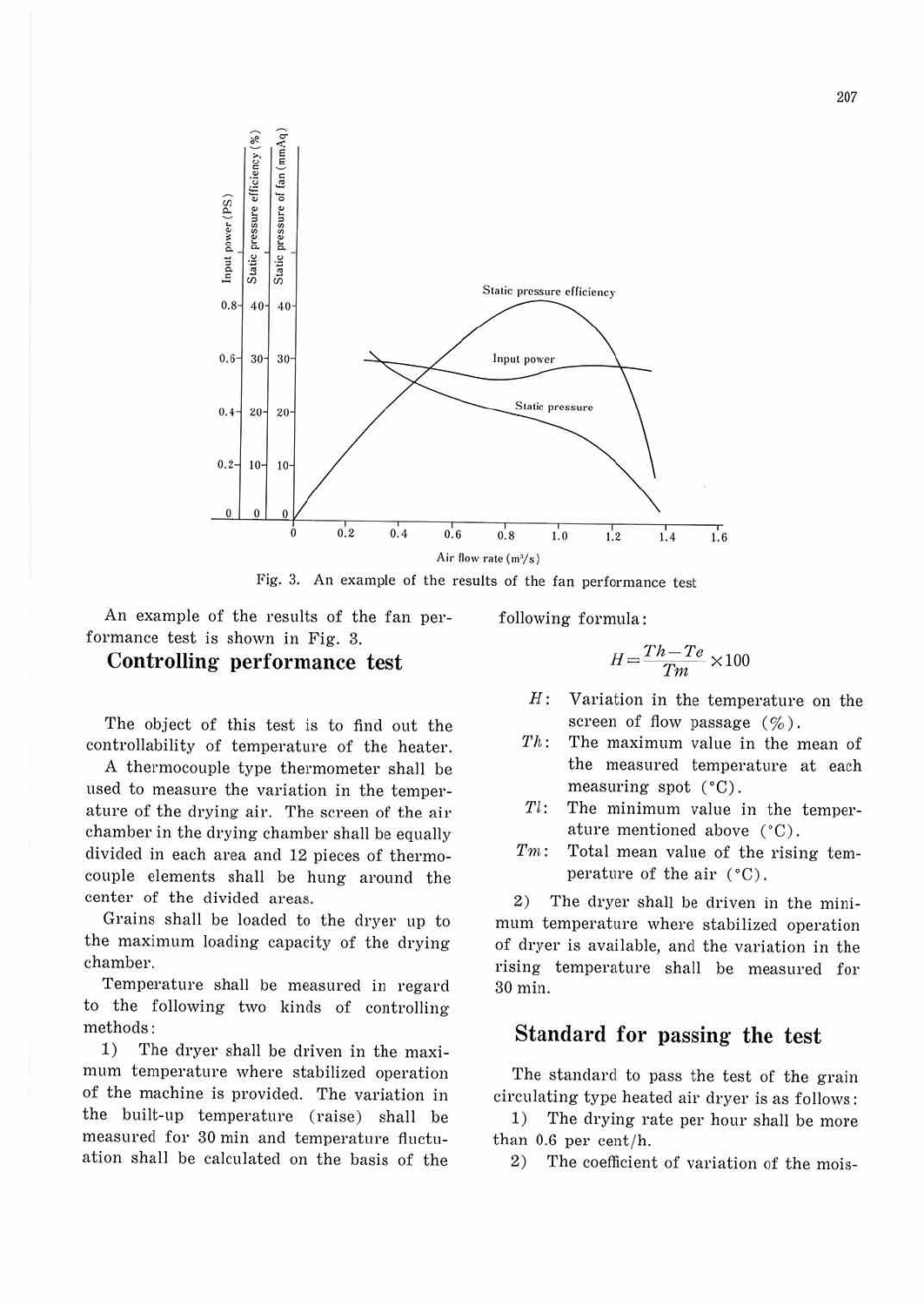Fig. 3. An example of the results of the fan performance test

An example of the results of the fan performance test is shown in Fig. 3.

## Controlling performance test

The object of this test is to find out the controllability of temperature of the heater.

A thermocouple type thermometer shall be used to measure the variation in the temperature of the drying air. The screen of the air chamber in the drying chamber shall be equally divided in each area and 12 pieces of thermocouple elements shall be hung around the center of the divided areas.

Grains shall be loaded to the dryer up to the maximum loading capacity of the drying chamber.

Temperature shall be measured in regard to the following two kinds of controlling methods:

1) The dryer shall be driven in the maximum temperature where stabilized operation of the machine is provided. The variation in the built-up temperature (raise) shall be measured for 30 min and temperature fluctuation shall be calculated on the basis of the following formula:

$$H = \frac{Th - Te}{Tm} \times 100$$

- $H$: Variation in the temperature on the screen of flow passage (%).
- $Th$: The maximum value in the mean of the measured temperature at each measuring spot (°C).
- $Tl$: The minimum value in the temperature mentioned above (°C).
- $Tm$: Total mean value of the rising temperature of the air (°C).

2) The dryer shall be driven in the minimum temperature where stabilized operation of dryer is available, and the variation in the rising temperature shall be measured for 30 min.

## Standard for passing the test

The standard to pass the test of the grain circulating type heated air dryer is as follows:

1) The drying rate per hour shall be more than 0.6 per cent/h.

2) The coefficient of variation of the mois-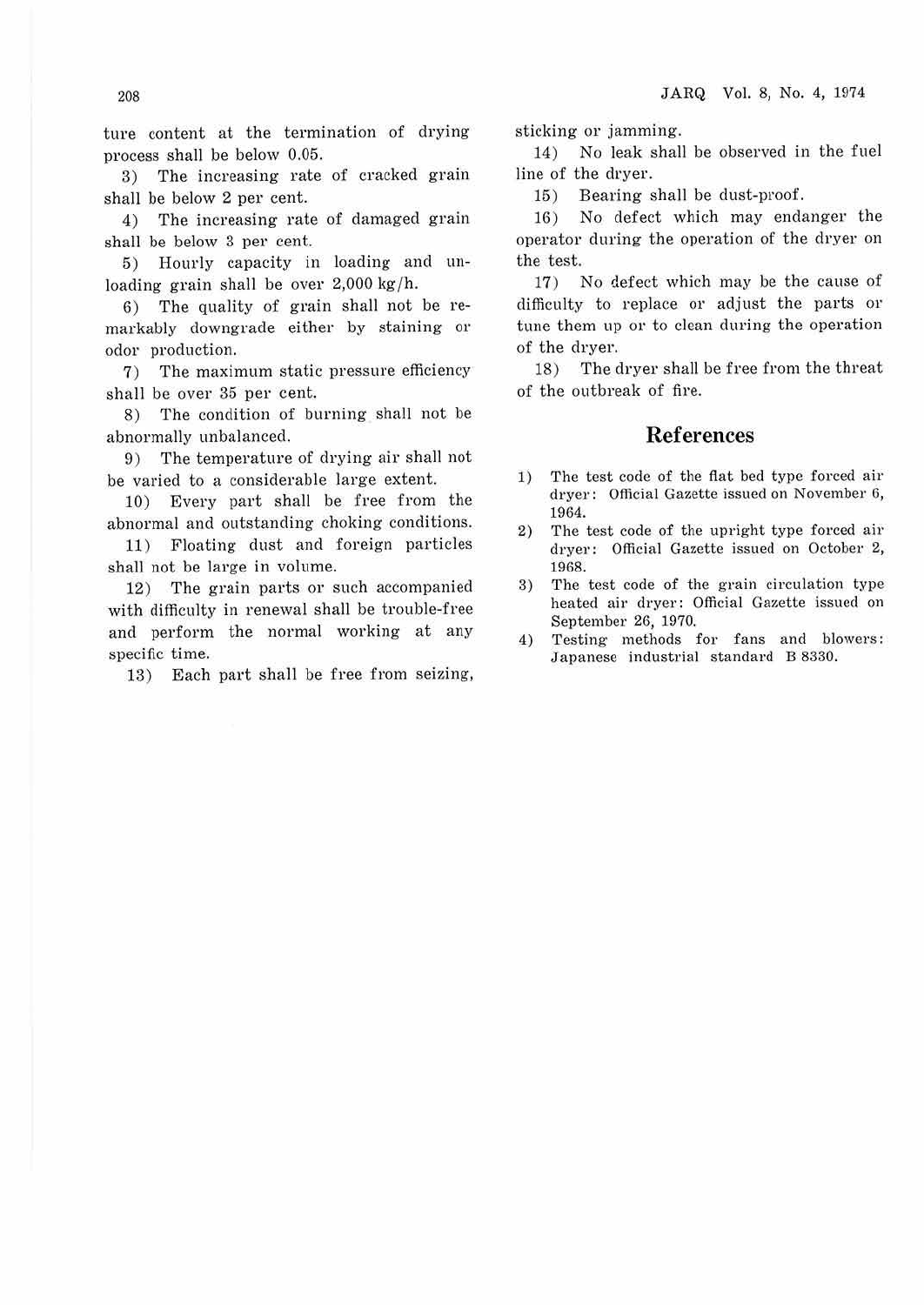ture content at the termination of drying process shall be below 0.05.

3) The increasing rate of cracked grain shall be below 2 per cent.

4) The increasing rate of damaged grain shall be below 3 per cent.

5) Hourly capacity in loading and unloading grain shall be over 2,000 kg/h.

6) The quality of grain shall not be remarkably downgrade either by staining or odor production.

7) The maximum static pressure efficiency shall be over 35 per cent.

8) The condition of burning shall not be abnormally unbalanced.

9) The temperature of drying air shall not be varied to a considerable large extent.

10) Every part shall be free from the abnormal and outstanding choking conditions.

11) Floating dust and foreign particles shall not be large in volume.

12) The grain parts or such accompanied with difficulty in renewal shall be trouble-free and perform the normal working at any specific time.

13) Each part shall be free from seizing, sticking or jamming.

14) No leak shall be observed in the fuel line of the dryer.

15) Bearing shall be dust-proof.

16) No defect which may endanger the operator during the operation of the dryer on the test.

17) No defect which may be the cause of difficulty to replace or adjust the parts or tune them up or to clean during the operation of the dryer.

18) The dryer shall be free from the threat of the outbreak of fire.

## References

1) The test code of the flat bed type forced air dryer: Official Gazette issued on November 6, 1964.
2) The test code of the upright type forced air dryer: Official Gazette issued on October 2, 1968.
3) The test code of the grain circulation type heated air dryer: Official Gazette issued on September 26, 1970.
4) Testing methods for fans and blowers: Japanese industrial standard B 8330.